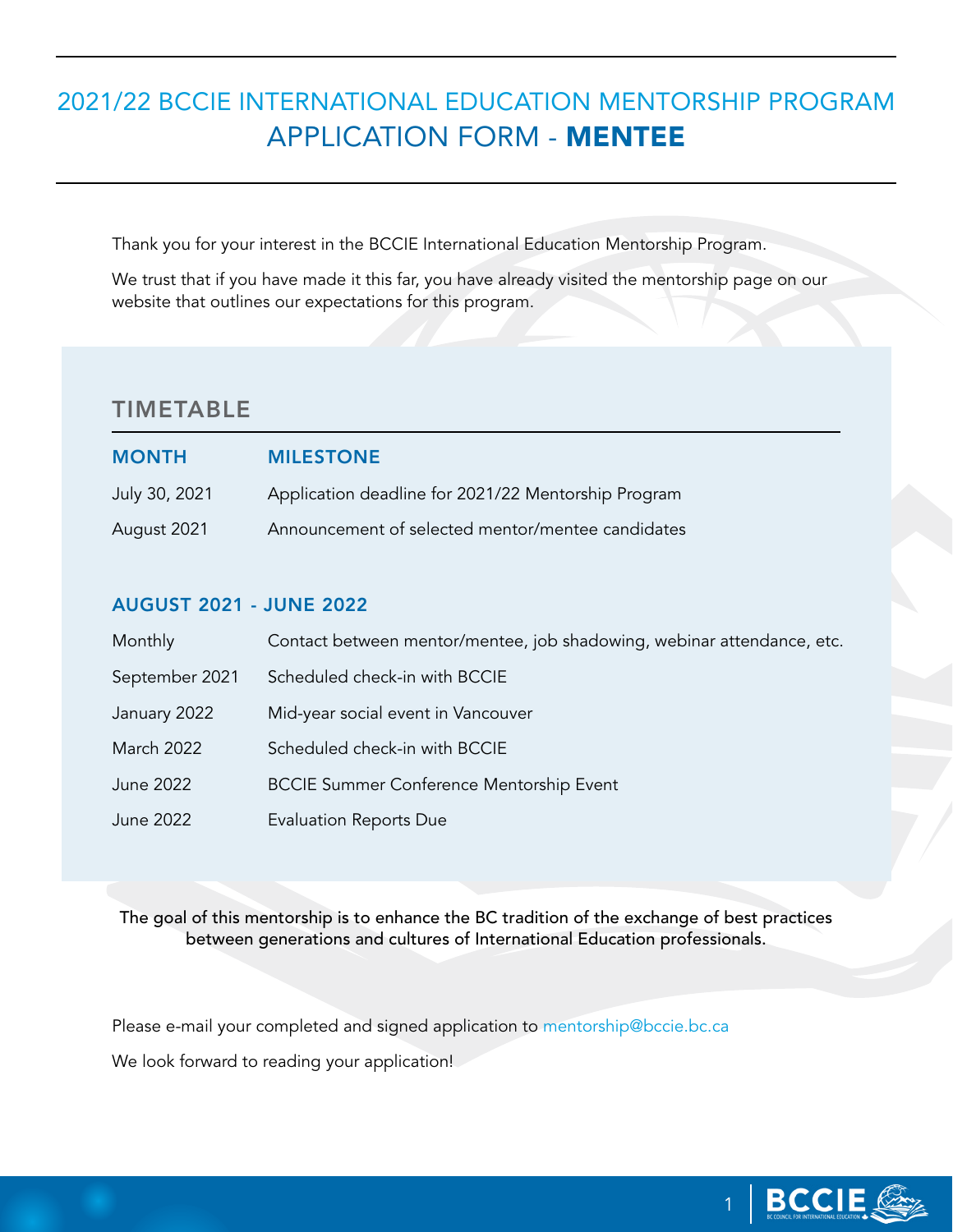# 2021/22 BCCIE INTERNATIONAL EDUCATION MENTORSHIP PROGRAM
# APPLICATION FORM - **MENTEE**

Thank you for your interest in the BCCIE International Education Mentorship Program.

We trust that if you have made it this far, you have already visited the mentorship page on our website that outlines our expectations for this program.

## TIMETABLE

| MONTH | MILESTONE |
|---|---|
| July 30, 2021 | Application deadline for 2021/22 Mentorship Program |
| August 2021 | Announcement of selected mentor/mentee candidates |

### AUGUST 2021 - JUNE 2022

| | |
|---|---|
| Monthly | Contact between mentor/mentee, job shadowing, webinar attendance, etc. |
| September 2021 | Scheduled check-in with BCCIE |
| January 2022 | Mid-year social event in Vancouver |
| March 2022 | Scheduled check-in with BCCIE |
| June 2022 | BCCIE Summer Conference Mentorship Event |
| June 2022 | Evaluation Reports Due |

The goal of this mentorship is to enhance the BC tradition of the exchange of best practices between generations and cultures of International Education professionals.

Please e-mail your completed and signed application to mentorship@bccie.bc.ca

We look forward to reading your application!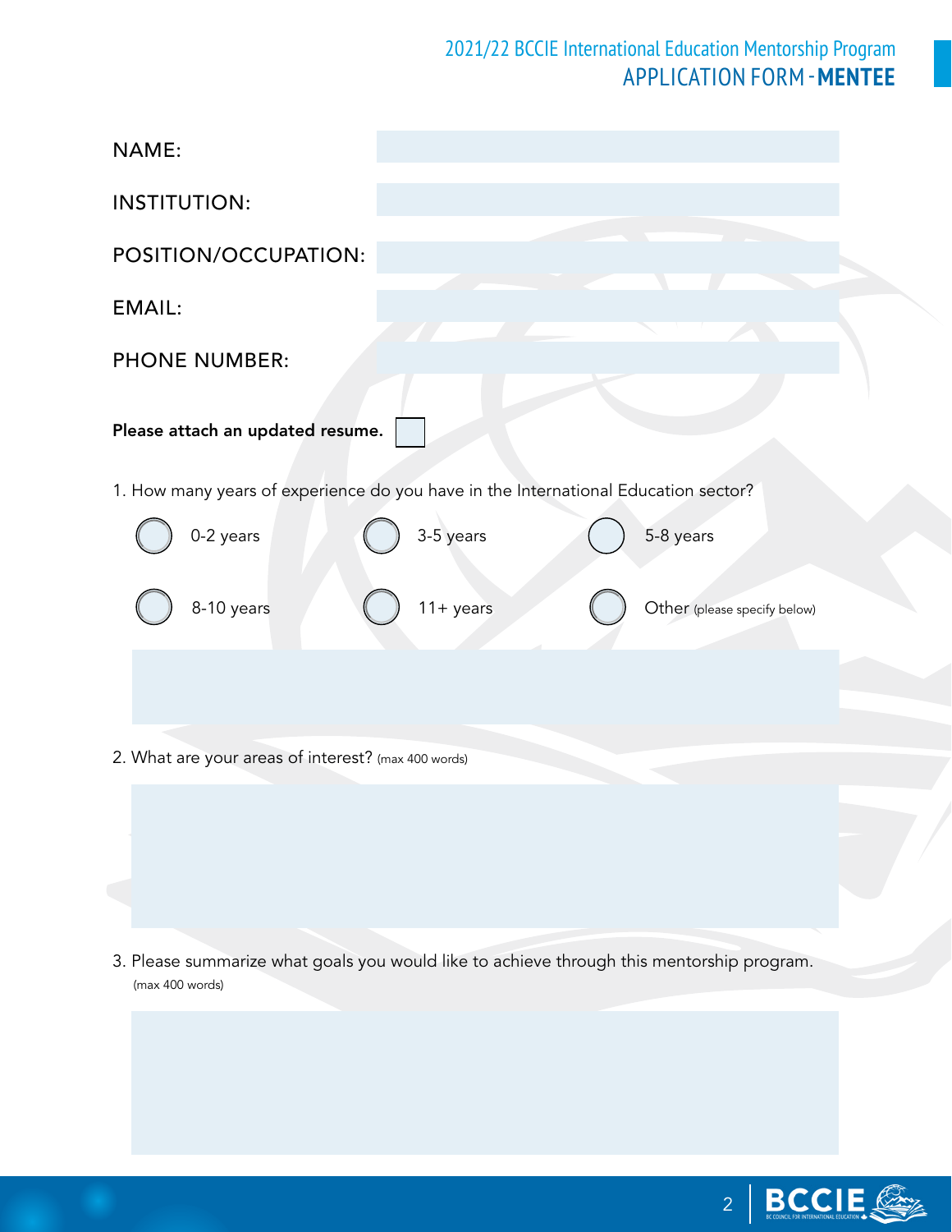# 2021/22 BCCIE International Education Mentorship Program
## APPLICATION FORM - **MENTEE**

NAME:

INSTITUTION:

POSITION/OCCUPATION:

EMAIL:

PHONE NUMBER:

**Please attach an updated resume.** ☐

1. How many years of experience do you have in the International Education sector?

- ○ 0-2 years
- ○ 3-5 years
- ○ 5-8 years
- ○ 8-10 years
- ○ 11+ years
- ○ Other (please specify below)

2. What are your areas of interest? (max 400 words)

3. Please summarize what goals you would like to achieve through this mentorship program. (max 400 words)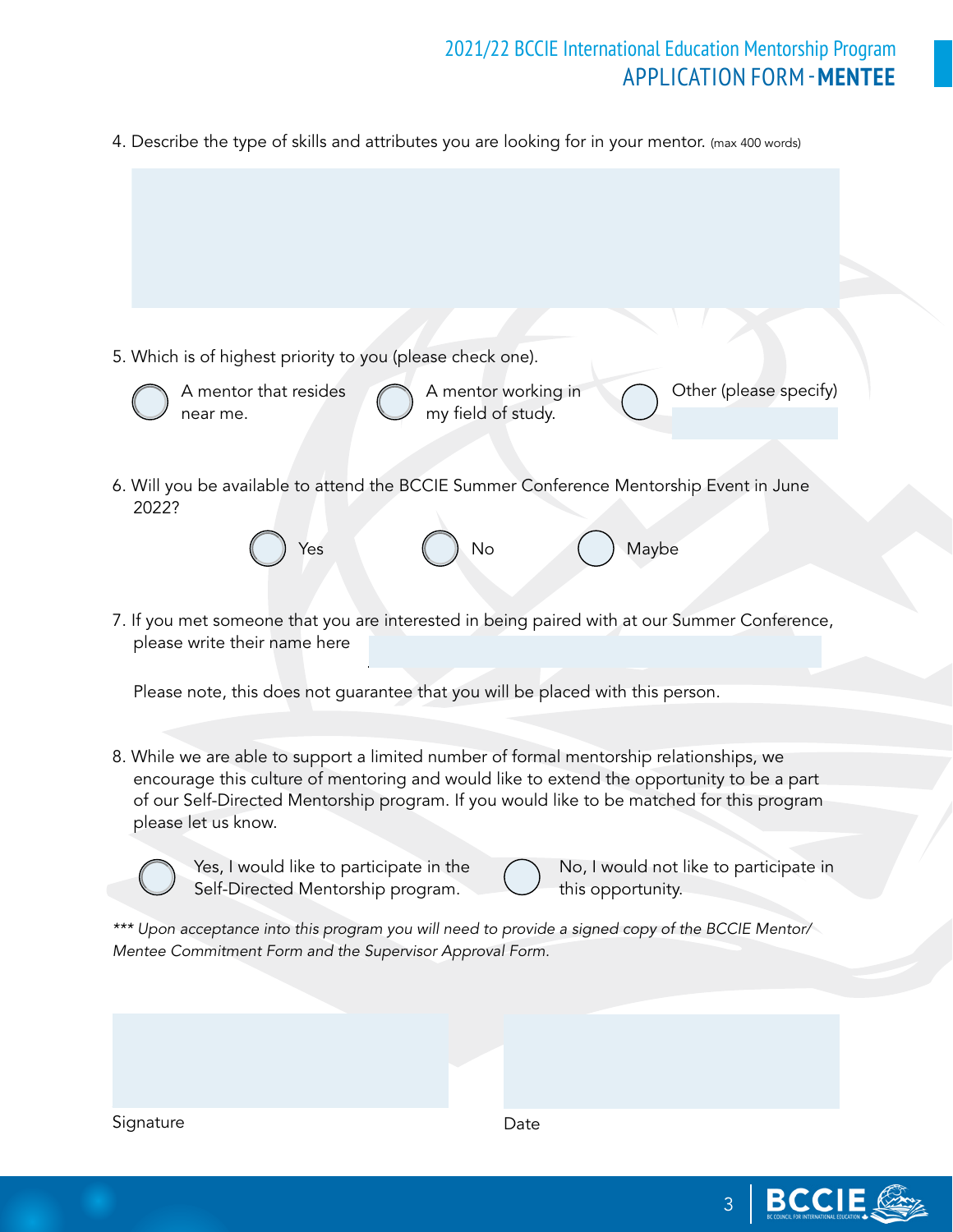4. Describe the type of skills and attributes you are looking for in your mentor. (max 400 words)

5. Which is of highest priority to you (please check one).

- ◯ A mentor that resides near me.
- ◯ A mentor working in my field of study.
- ◯ Other (please specify)

6. Will you be available to attend the BCCIE Summer Conference Mentorship Event in June 2022?

- ◯ Yes
- ◯ No
- ◯ Maybe

7. If you met someone that you are interested in being paired with at our Summer Conference, please write their name here

Please note, this does not guarantee that you will be placed with this person.

8. While we are able to support a limited number of formal mentorship relationships, we encourage this culture of mentoring and would like to extend the opportunity to be a part of our Self-Directed Mentorship program. If you would like to be matched for this program please let us know.

- ◯ Yes, I would like to participate in the Self-Directed Mentorship program.
- ◯ No, I would not like to participate in this opportunity.

*\*\*\* Upon acceptance into this program you will need to provide a signed copy of the BCCIE Mentor/Mentee Commitment Form and the Supervisor Approval Form.*

Signature

Date